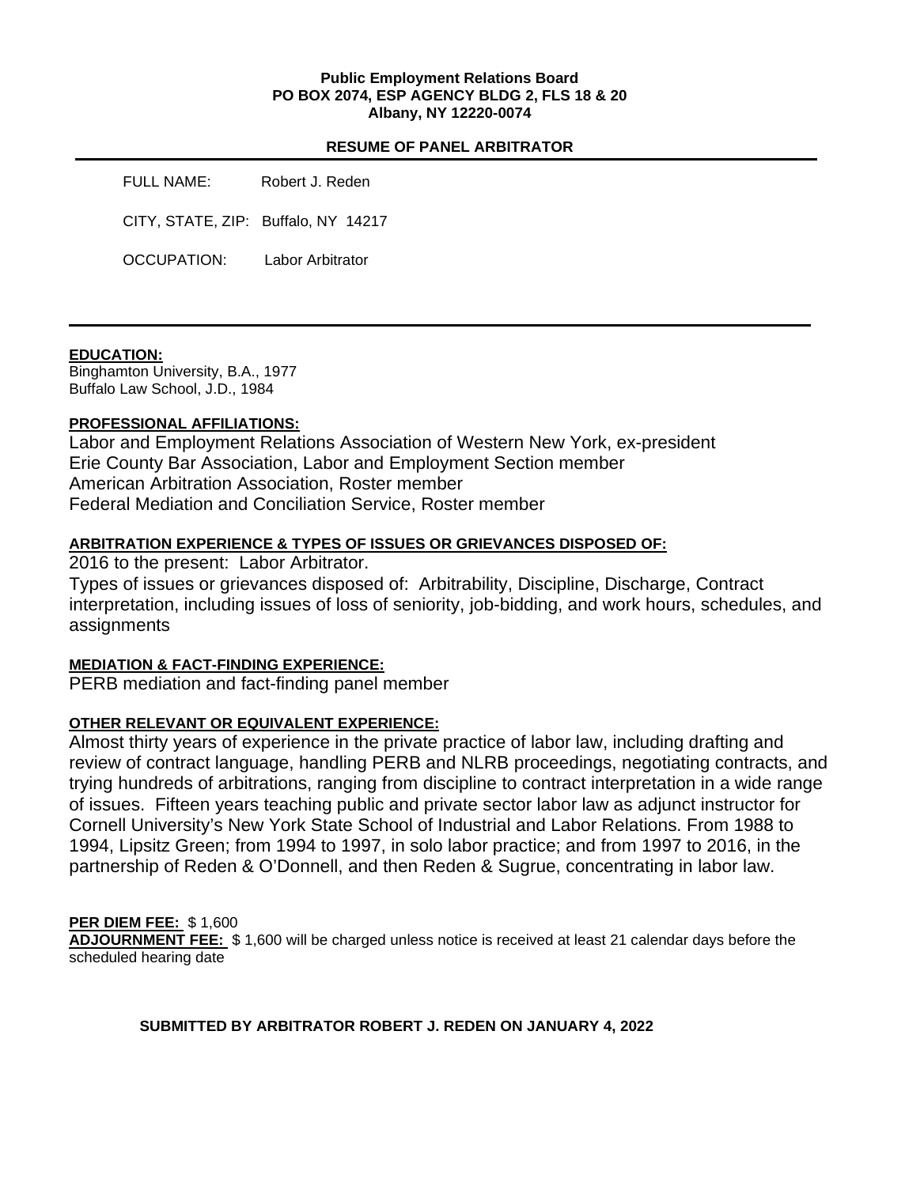**Public Employment Relations Board**
**PO BOX 2074, ESP AGENCY BLDG 2, FLS 18 & 20**
**Albany, NY 12220-0074**

## RESUME OF PANEL ARBITRATOR

FULL NAME: Robert J. Reden

CITY, STATE, ZIP: Buffalo, NY 14217

OCCUPATION: Labor Arbitrator

---

**EDUCATION:**

Binghamton University, B.A., 1977
Buffalo Law School, J.D., 1984

**PROFESSIONAL AFFILIATIONS:**

Labor and Employment Relations Association of Western New York, ex-president
Erie County Bar Association, Labor and Employment Section member
American Arbitration Association, Roster member
Federal Mediation and Conciliation Service, Roster member

**ARBITRATION EXPERIENCE & TYPES OF ISSUES OR GRIEVANCES DISPOSED OF:**

2016 to the present: Labor Arbitrator.

Types of issues or grievances disposed of: Arbitrability, Discipline, Discharge, Contract interpretation, including issues of loss of seniority, job-bidding, and work hours, schedules, and assignments

**MEDIATION & FACT-FINDING EXPERIENCE:**

PERB mediation and fact-finding panel member

**OTHER RELEVANT OR EQUIVALENT EXPERIENCE:**

Almost thirty years of experience in the private practice of labor law, including drafting and review of contract language, handling PERB and NLRB proceedings, negotiating contracts, and trying hundreds of arbitrations, ranging from discipline to contract interpretation in a wide range of issues. Fifteen years teaching public and private sector labor law as adjunct instructor for Cornell University's New York State School of Industrial and Labor Relations. From 1988 to 1994, Lipsitz Green; from 1994 to 1997, in solo labor practice; and from 1997 to 2016, in the partnership of Reden & O'Donnell, and then Reden & Sugrue, concentrating in labor law.

**PER DIEM FEE:** $ 1,600

**ADJOURNMENT FEE:** $ 1,600 will be charged unless notice is received at least 21 calendar days before the scheduled hearing date

**SUBMITTED BY ARBITRATOR ROBERT J. REDEN ON JANUARY 4, 2022**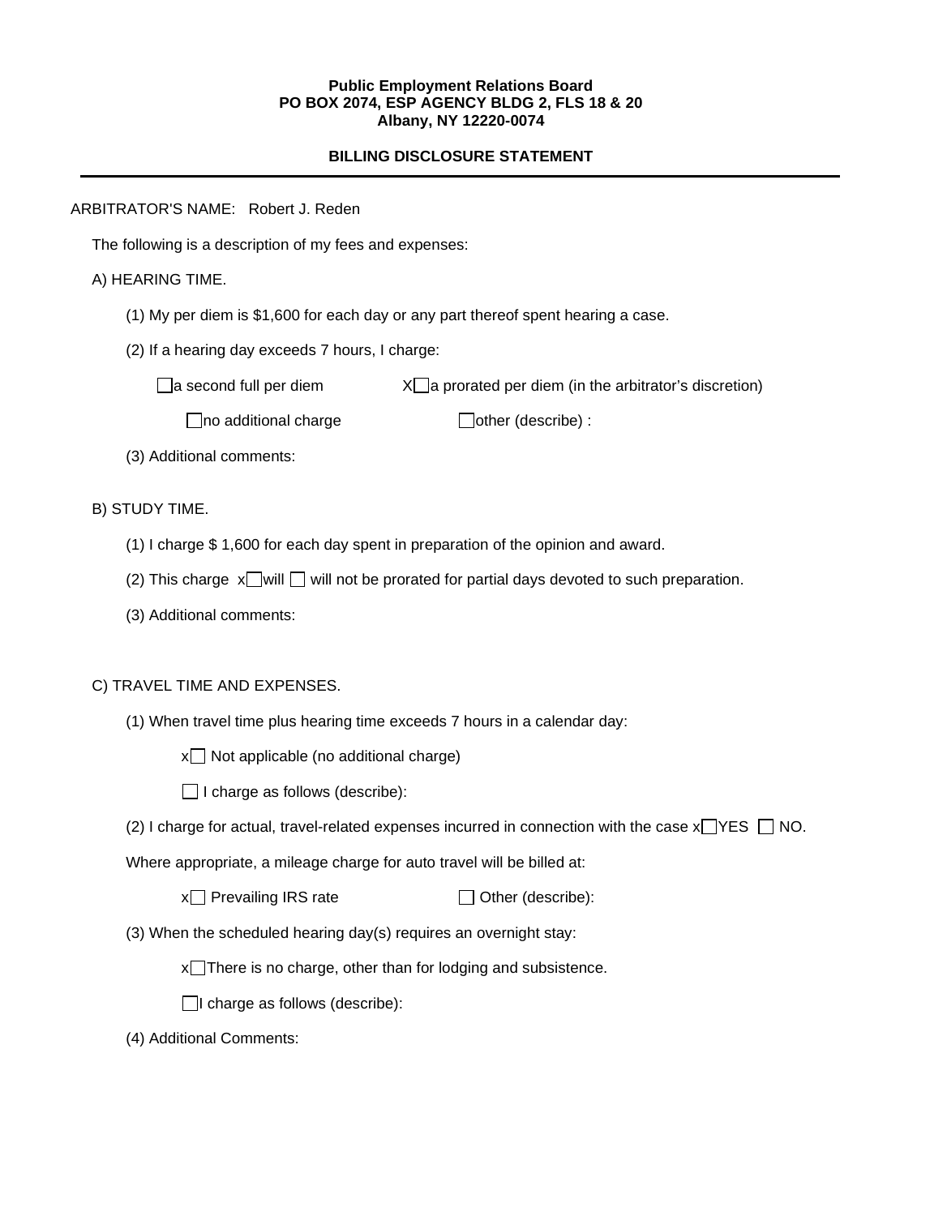**Public Employment Relations Board**
**PO BOX 2074, ESP AGENCY BLDG 2, FLS 18 & 20**
**Albany, NY 12220-0074**

**BILLING DISCLOSURE STATEMENT**

---

ARBITRATOR'S NAME: Robert J. Reden

The following is a description of my fees and expenses:

A) HEARING TIME.

(1) My per diem is $1,600 for each day or any part thereof spent hearing a case.

(2) If a hearing day exceeds 7 hours, I charge:

☐ a second full per diem X☐ a prorated per diem (in the arbitrator's discretion)

☐ no additional charge ☐ other (describe) :

(3) Additional comments:

B) STUDY TIME.

(1) I charge $ 1,600 for each day spent in preparation of the opinion and award.

(2) This charge x☐ will ☐ will not be prorated for partial days devoted to such preparation.

(3) Additional comments:

C) TRAVEL TIME AND EXPENSES.

(1) When travel time plus hearing time exceeds 7 hours in a calendar day:

x☐ Not applicable (no additional charge)

☐ I charge as follows (describe):

(2) I charge for actual, travel-related expenses incurred in connection with the case x☐ YES ☐ NO.

Where appropriate, a mileage charge for auto travel will be billed at:

x☐ Prevailing IRS rate ☐ Other (describe):

(3) When the scheduled hearing day(s) requires an overnight stay:

x☐ There is no charge, other than for lodging and subsistence.

☐ I charge as follows (describe):

(4) Additional Comments: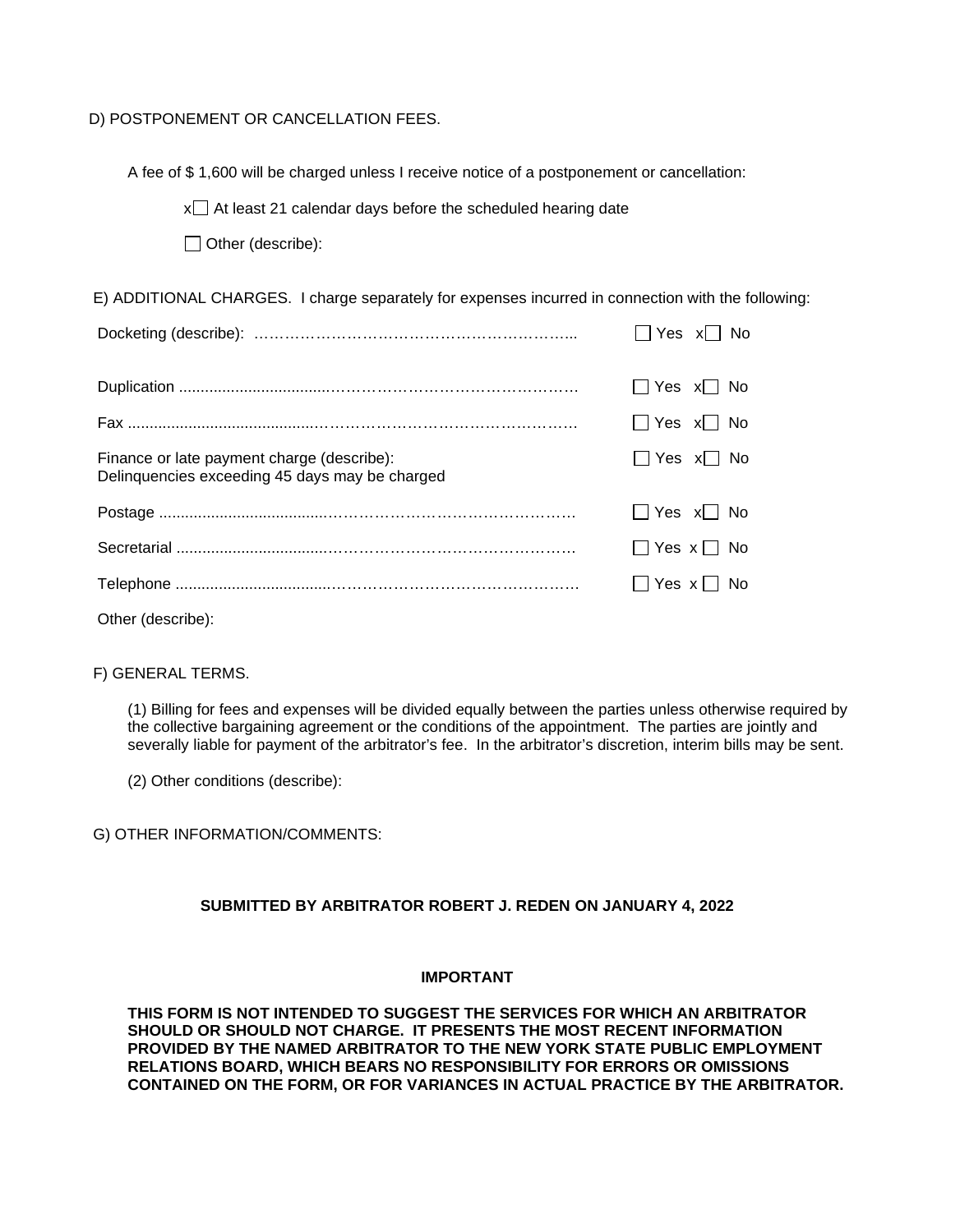D) POSTPONEMENT OR CANCELLATION FEES.

A fee of $ 1,600 will be charged unless I receive notice of a postponement or cancellation:

x☐ At least 21 calendar days before the scheduled hearing date

☐ Other (describe):

E) ADDITIONAL CHARGES. I charge separately for expenses incurred in connection with the following:

| | |
|---|---|
| Docketing (describe): ……………………………………………………... | ☐ Yes x☐ No |
| Duplication ..................................………………………………………. | ☐ Yes x☐ No |
| Fax ...........................................…………………………………………. | ☐ Yes x☐ No |
| Finance or late payment charge (describe): Delinquencies exceeding 45 days may be charged | ☐ Yes x☐ No |
| Postage .....................................………………………………………. | ☐ Yes x☐ No |
| Secretarial .................................………………………………………. | ☐ Yes x ☐ No |
| Telephone ..................................…………………………………………. | ☐ Yes x ☐ No |

Other (describe):

F) GENERAL TERMS.

(1) Billing for fees and expenses will be divided equally between the parties unless otherwise required by the collective bargaining agreement or the conditions of the appointment. The parties are jointly and severally liable for payment of the arbitrator's fee. In the arbitrator's discretion, interim bills may be sent.

(2) Other conditions (describe):

G) OTHER INFORMATION/COMMENTS:

**SUBMITTED BY ARBITRATOR ROBERT J. REDEN ON JANUARY 4, 2022**

**IMPORTANT**

**THIS FORM IS NOT INTENDED TO SUGGEST THE SERVICES FOR WHICH AN ARBITRATOR SHOULD OR SHOULD NOT CHARGE. IT PRESENTS THE MOST RECENT INFORMATION PROVIDED BY THE NAMED ARBITRATOR TO THE NEW YORK STATE PUBLIC EMPLOYMENT RELATIONS BOARD, WHICH BEARS NO RESPONSIBILITY FOR ERRORS OR OMISSIONS CONTAINED ON THE FORM, OR FOR VARIANCES IN ACTUAL PRACTICE BY THE ARBITRATOR.**